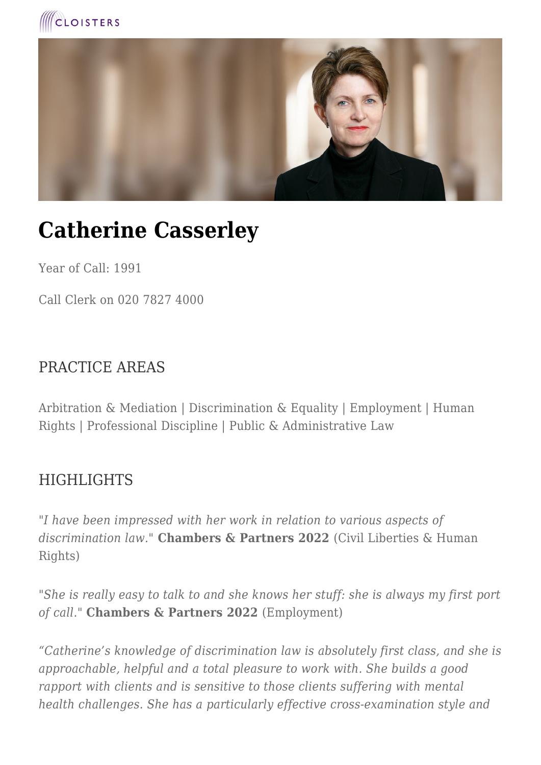CLOISTERS

# Catherine Casserley

Year of Call: 1991

Call Clerk on 020 7827 4000

## PRACTICE AREAS

Arbitration & Mediation | Discrimination & Equality | Employment | Human Rights | Professional Discipline | Public & Administrative Law

## HIGHLIGHTS

"*I have been impressed with her work in relation to various aspects of discrimination law.*" **Chambers & Partners 2022** (Civil Liberties & Human Rights)

"*She is really easy to talk to and she knows her stuff: she is always my first port of call.*" **Chambers & Partners 2022** (Employment)

*"Catherine's knowledge of discrimination law is absolutely first class, and she is approachable, helpful and a total pleasure to work with. She builds a good rapport with clients and is sensitive to those clients suffering with mental health challenges. She has a particularly effective cross-examination style and*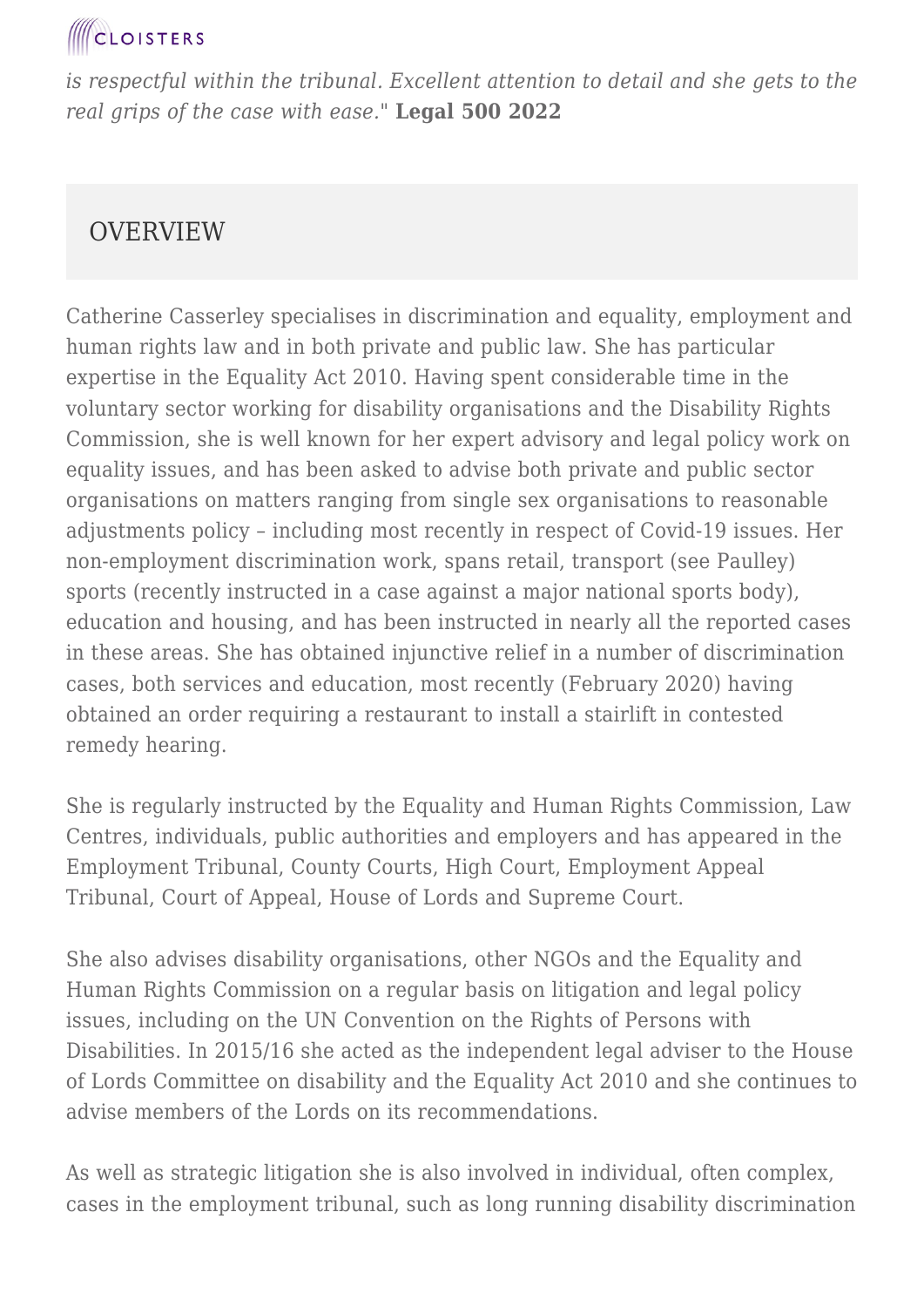*is respectful within the tribunal. Excellent attention to detail and she gets to the real grips of the case with ease.*" **Legal 500 2022**

## OVERVIEW

Catherine Casserley specialises in discrimination and equality, employment and human rights law and in both private and public law. She has particular expertise in the Equality Act 2010. Having spent considerable time in the voluntary sector working for disability organisations and the Disability Rights Commission, she is well known for her expert advisory and legal policy work on equality issues, and has been asked to advise both private and public sector organisations on matters ranging from single sex organisations to reasonable adjustments policy – including most recently in respect of Covid-19 issues. Her non-employment discrimination work, spans retail, transport (see Paulley) sports (recently instructed in a case against a major national sports body), education and housing, and has been instructed in nearly all the reported cases in these areas. She has obtained injunctive relief in a number of discrimination cases, both services and education, most recently (February 2020) having obtained an order requiring a restaurant to install a stairlift in contested remedy hearing.

She is regularly instructed by the Equality and Human Rights Commission, Law Centres, individuals, public authorities and employers and has appeared in the Employment Tribunal, County Courts, High Court, Employment Appeal Tribunal, Court of Appeal, House of Lords and Supreme Court.

She also advises disability organisations, other NGOs and the Equality and Human Rights Commission on a regular basis on litigation and legal policy issues, including on the UN Convention on the Rights of Persons with Disabilities. In 2015/16 she acted as the independent legal adviser to the House of Lords Committee on disability and the Equality Act 2010 and she continues to advise members of the Lords on its recommendations.

As well as strategic litigation she is also involved in individual, often complex, cases in the employment tribunal, such as long running disability discrimination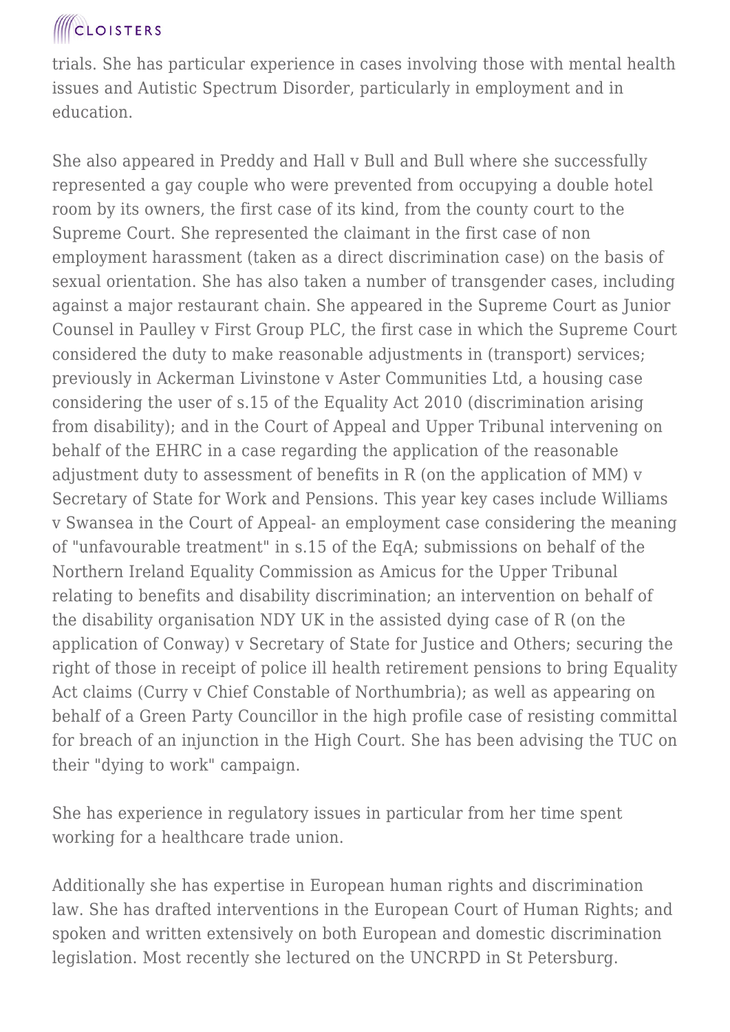trials. She has particular experience in cases involving those with mental health issues and Autistic Spectrum Disorder, particularly in employment and in education.

She also appeared in Preddy and Hall v Bull and Bull where she successfully represented a gay couple who were prevented from occupying a double hotel room by its owners, the first case of its kind, from the county court to the Supreme Court. She represented the claimant in the first case of non employment harassment (taken as a direct discrimination case) on the basis of sexual orientation. She has also taken a number of transgender cases, including against a major restaurant chain. She appeared in the Supreme Court as Junior Counsel in Paulley v First Group PLC, the first case in which the Supreme Court considered the duty to make reasonable adjustments in (transport) services; previously in Ackerman Livinstone v Aster Communities Ltd, a housing case considering the user of s.15 of the Equality Act 2010 (discrimination arising from disability); and in the Court of Appeal and Upper Tribunal intervening on behalf of the EHRC in a case regarding the application of the reasonable adjustment duty to assessment of benefits in R (on the application of MM) v Secretary of State for Work and Pensions. This year key cases include Williams v Swansea in the Court of Appeal- an employment case considering the meaning of "unfavourable treatment" in s.15 of the EqA; submissions on behalf of the Northern Ireland Equality Commission as Amicus for the Upper Tribunal relating to benefits and disability discrimination; an intervention on behalf of the disability organisation NDY UK in the assisted dying case of R (on the application of Conway) v Secretary of State for Justice and Others; securing the right of those in receipt of police ill health retirement pensions to bring Equality Act claims (Curry v Chief Constable of Northumbria); as well as appearing on behalf of a Green Party Councillor in the high profile case of resisting committal for breach of an injunction in the High Court. She has been advising the TUC on their "dying to work" campaign.

She has experience in regulatory issues in particular from her time spent working for a healthcare trade union.

Additionally she has expertise in European human rights and discrimination law. She has drafted interventions in the European Court of Human Rights; and spoken and written extensively on both European and domestic discrimination legislation. Most recently she lectured on the UNCRPD in St Petersburg.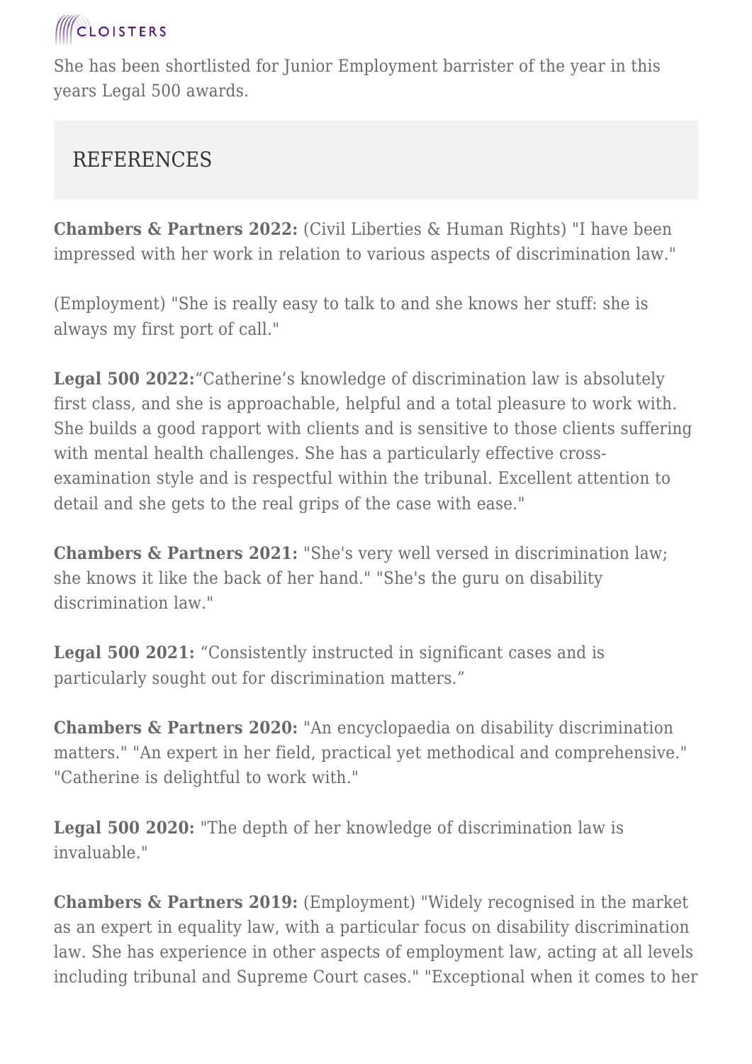She has been shortlisted for Junior Employment barrister of the year in this years Legal 500 awards.

## REFERENCES

**Chambers & Partners 2022:** (Civil Liberties & Human Rights) "I have been impressed with her work in relation to various aspects of discrimination law."

(Employment) "She is really easy to talk to and she knows her stuff: she is always my first port of call."

**Legal 500 2022:**"Catherine's knowledge of discrimination law is absolutely first class, and she is approachable, helpful and a total pleasure to work with. She builds a good rapport with clients and is sensitive to those clients suffering with mental health challenges. She has a particularly effective cross-examination style and is respectful within the tribunal. Excellent attention to detail and she gets to the real grips of the case with ease."

**Chambers & Partners 2021:** "She's very well versed in discrimination law; she knows it like the back of her hand." "She's the guru on disability discrimination law."

**Legal 500 2021:** "Consistently instructed in significant cases and is particularly sought out for discrimination matters."

**Chambers & Partners 2020:** "An encyclopaedia on disability discrimination matters." "An expert in her field, practical yet methodical and comprehensive." "Catherine is delightful to work with."

**Legal 500 2020:** "The depth of her knowledge of discrimination law is invaluable."

**Chambers & Partners 2019:** (Employment) "Widely recognised in the market as an expert in equality law, with a particular focus on disability discrimination law. She has experience in other aspects of employment law, acting at all levels including tribunal and Supreme Court cases." "Exceptional when it comes to her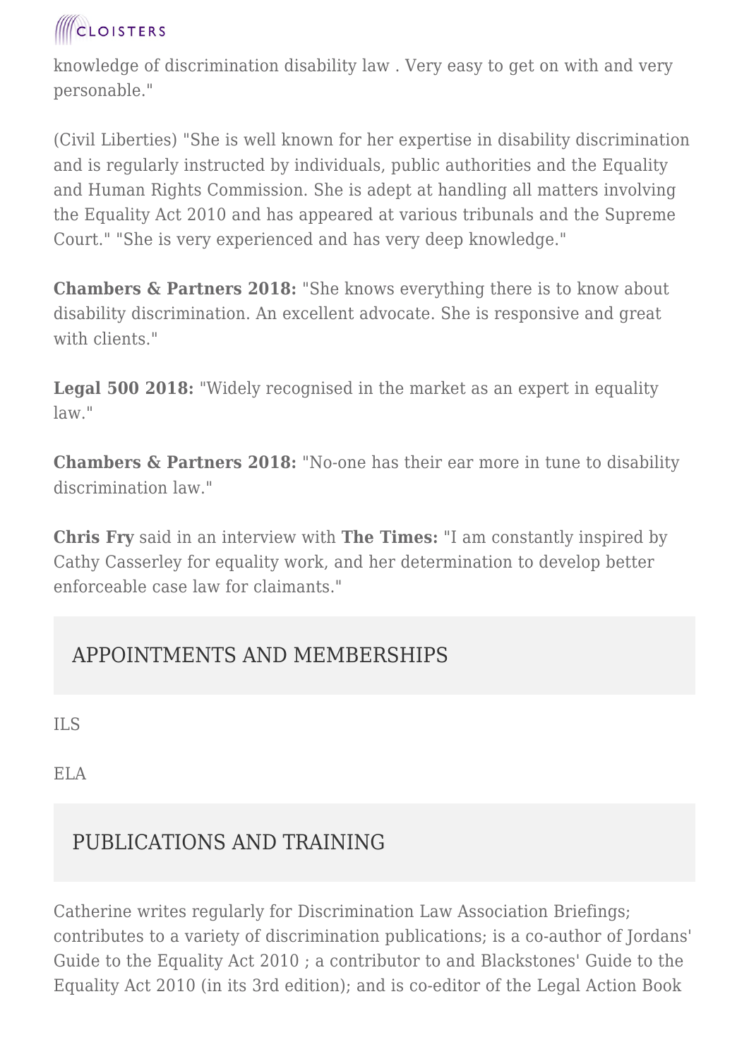knowledge of discrimination disability law . Very easy to get on with and very personable."

(Civil Liberties) "She is well known for her expertise in disability discrimination and is regularly instructed by individuals, public authorities and the Equality and Human Rights Commission. She is adept at handling all matters involving the Equality Act 2010 and has appeared at various tribunals and the Supreme Court." "She is very experienced and has very deep knowledge."

**Chambers & Partners 2018:** "She knows everything there is to know about disability discrimination. An excellent advocate. She is responsive and great with clients."

**Legal 500 2018:** "Widely recognised in the market as an expert in equality law."

**Chambers & Partners 2018:** "No-one has their ear more in tune to disability discrimination law."

**Chris Fry** said in an interview with **The Times:** "I am constantly inspired by Cathy Casserley for equality work, and her determination to develop better enforceable case law for claimants."

## APPOINTMENTS AND MEMBERSHIPS

ILS

ELA

## PUBLICATIONS AND TRAINING

Catherine writes regularly for Discrimination Law Association Briefings; contributes to a variety of discrimination publications; is a co-author of Jordans' Guide to the Equality Act 2010 ; a contributor to and Blackstones' Guide to the Equality Act 2010 (in its 3rd edition); and is co-editor of the Legal Action Book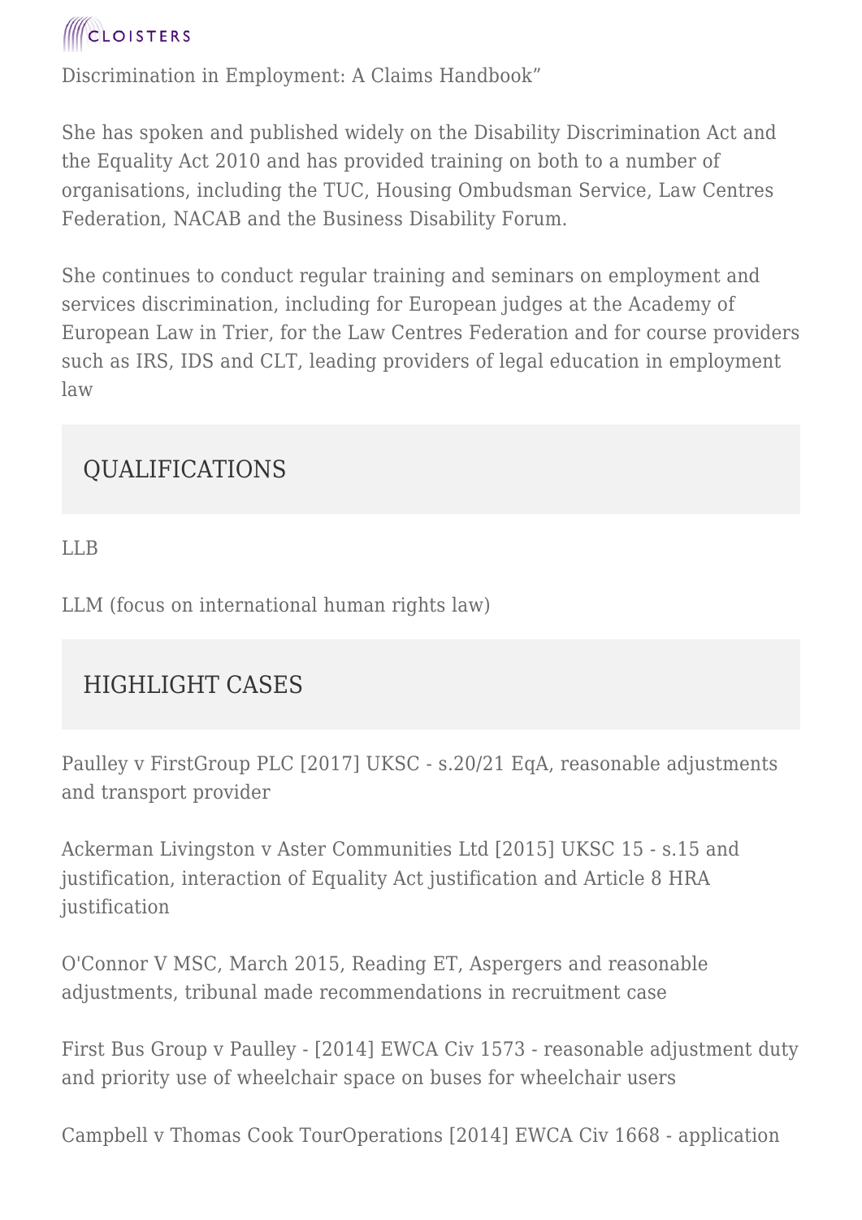Discrimination in Employment: A Claims Handbook"

She has spoken and published widely on the Disability Discrimination Act and the Equality Act 2010 and has provided training on both to a number of organisations, including the TUC, Housing Ombudsman Service, Law Centres Federation, NACAB and the Business Disability Forum.

She continues to conduct regular training and seminars on employment and services discrimination, including for European judges at the Academy of European Law in Trier, for the Law Centres Federation and for course providers such as IRS, IDS and CLT, leading providers of legal education in employment law

## QUALIFICATIONS

LLB

LLM (focus on international human rights law)

## HIGHLIGHT CASES

Paulley v FirstGroup PLC [2017] UKSC - s.20/21 EqA, reasonable adjustments and transport provider

Ackerman Livingston v Aster Communities Ltd [2015] UKSC 15 - s.15 and justification, interaction of Equality Act justification and Article 8 HRA justification

O'Connor V MSC, March 2015, Reading ET, Aspergers and reasonable adjustments, tribunal made recommendations in recruitment case

First Bus Group v Paulley - [2014] EWCA Civ 1573 - reasonable adjustment duty and priority use of wheelchair space on buses for wheelchair users

Campbell v Thomas Cook TourOperations [2014] EWCA Civ 1668 - application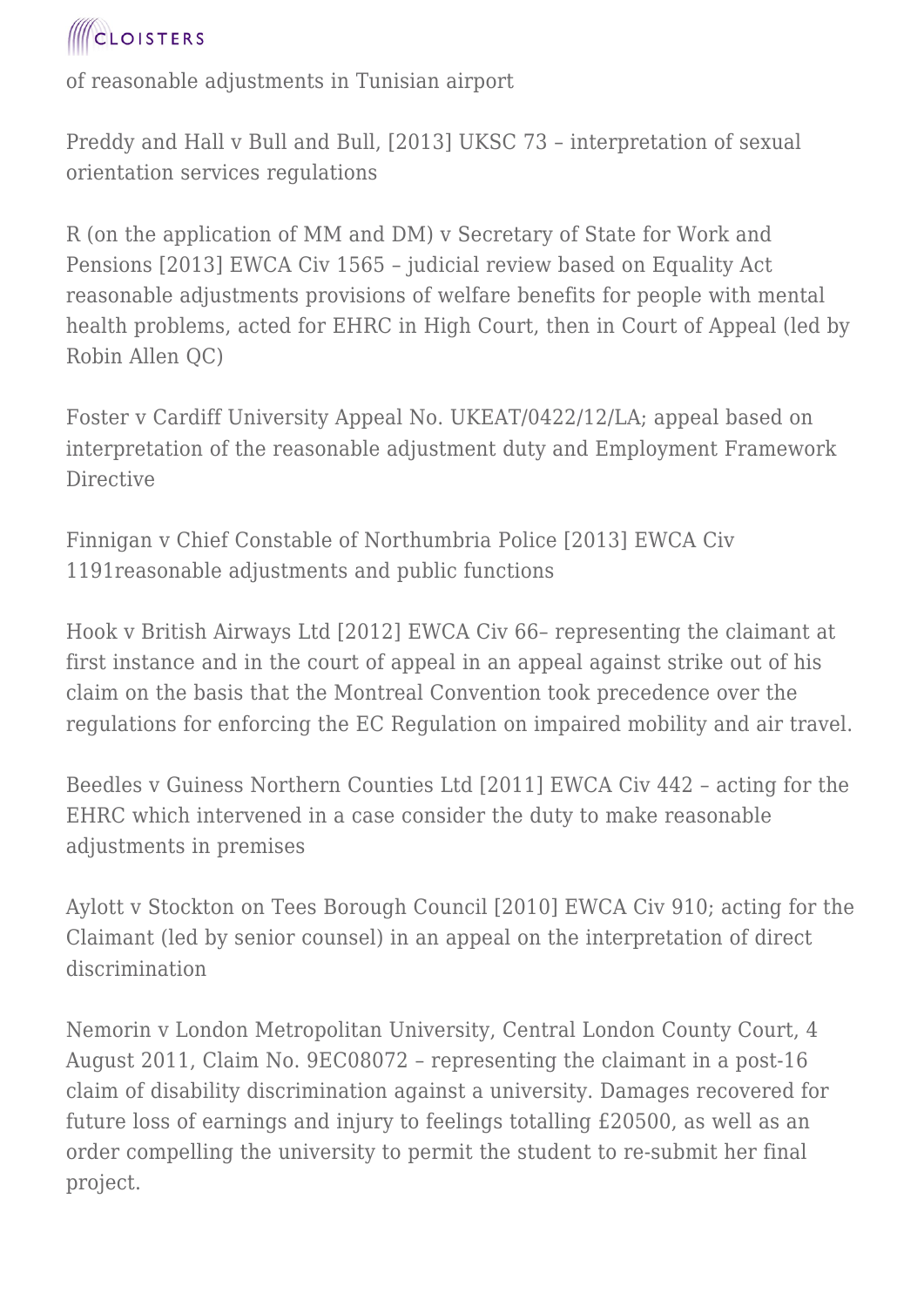of reasonable adjustments in Tunisian airport

Preddy and Hall v Bull and Bull, [2013] UKSC 73 – interpretation of sexual orientation services regulations

R (on the application of MM and DM) v Secretary of State for Work and Pensions [2013] EWCA Civ 1565 – judicial review based on Equality Act reasonable adjustments provisions of welfare benefits for people with mental health problems, acted for EHRC in High Court, then in Court of Appeal (led by Robin Allen QC)

Foster v Cardiff University Appeal No. UKEAT/0422/12/LA; appeal based on interpretation of the reasonable adjustment duty and Employment Framework Directive

Finnigan v Chief Constable of Northumbria Police [2013] EWCA Civ 1191reasonable adjustments and public functions

Hook v British Airways Ltd [2012] EWCA Civ 66– representing the claimant at first instance and in the court of appeal in an appeal against strike out of his claim on the basis that the Montreal Convention took precedence over the regulations for enforcing the EC Regulation on impaired mobility and air travel.

Beedles v Guiness Northern Counties Ltd [2011] EWCA Civ 442 – acting for the EHRC which intervened in a case consider the duty to make reasonable adjustments in premises

Aylott v Stockton on Tees Borough Council [2010] EWCA Civ 910; acting for the Claimant (led by senior counsel) in an appeal on the interpretation of direct discrimination

Nemorin v London Metropolitan University, Central London County Court, 4 August 2011, Claim No. 9EC08072 – representing the claimant in a post-16 claim of disability discrimination against a university. Damages recovered for future loss of earnings and injury to feelings totalling £20500, as well as an order compelling the university to permit the student to re-submit her final project.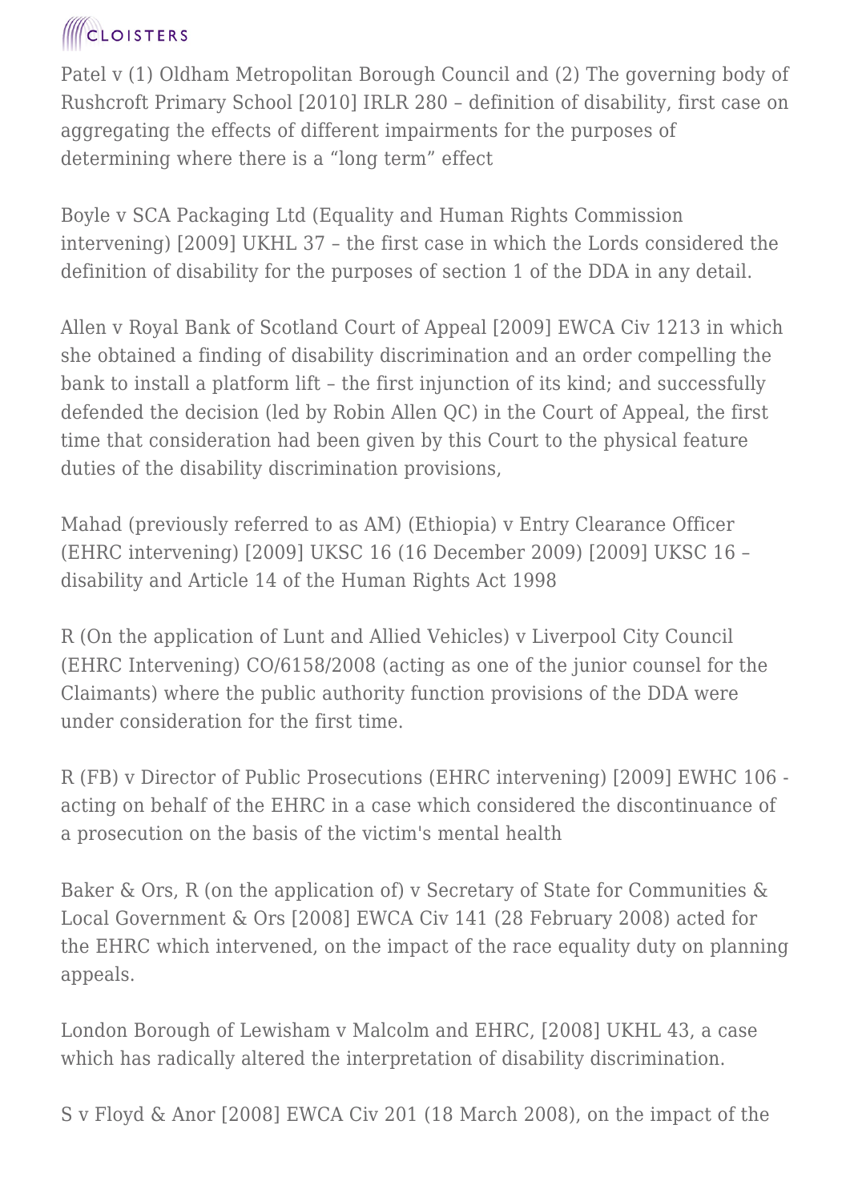Patel v (1) Oldham Metropolitan Borough Council and (2) The governing body of Rushcroft Primary School [2010] IRLR 280 – definition of disability, first case on aggregating the effects of different impairments for the purposes of determining where there is a "long term" effect

Boyle v SCA Packaging Ltd (Equality and Human Rights Commission intervening) [2009] UKHL 37 – the first case in which the Lords considered the definition of disability for the purposes of section 1 of the DDA in any detail.

Allen v Royal Bank of Scotland Court of Appeal [2009] EWCA Civ 1213 in which she obtained a finding of disability discrimination and an order compelling the bank to install a platform lift – the first injunction of its kind; and successfully defended the decision (led by Robin Allen QC) in the Court of Appeal, the first time that consideration had been given by this Court to the physical feature duties of the disability discrimination provisions,

Mahad (previously referred to as AM) (Ethiopia) v Entry Clearance Officer (EHRC intervening) [2009] UKSC 16 (16 December 2009) [2009] UKSC 16 – disability and Article 14 of the Human Rights Act 1998

R (On the application of Lunt and Allied Vehicles) v Liverpool City Council (EHRC Intervening) CO/6158/2008 (acting as one of the junior counsel for the Claimants) where the public authority function provisions of the DDA were under consideration for the first time.

R (FB) v Director of Public Prosecutions (EHRC intervening) [2009] EWHC 106 - acting on behalf of the EHRC in a case which considered the discontinuance of a prosecution on the basis of the victim's mental health

Baker & Ors, R (on the application of) v Secretary of State for Communities & Local Government & Ors [2008] EWCA Civ 141 (28 February 2008) acted for the EHRC which intervened, on the impact of the race equality duty on planning appeals.

London Borough of Lewisham v Malcolm and EHRC, [2008] UKHL 43, a case which has radically altered the interpretation of disability discrimination.

S v Floyd & Anor [2008] EWCA Civ 201 (18 March 2008), on the impact of the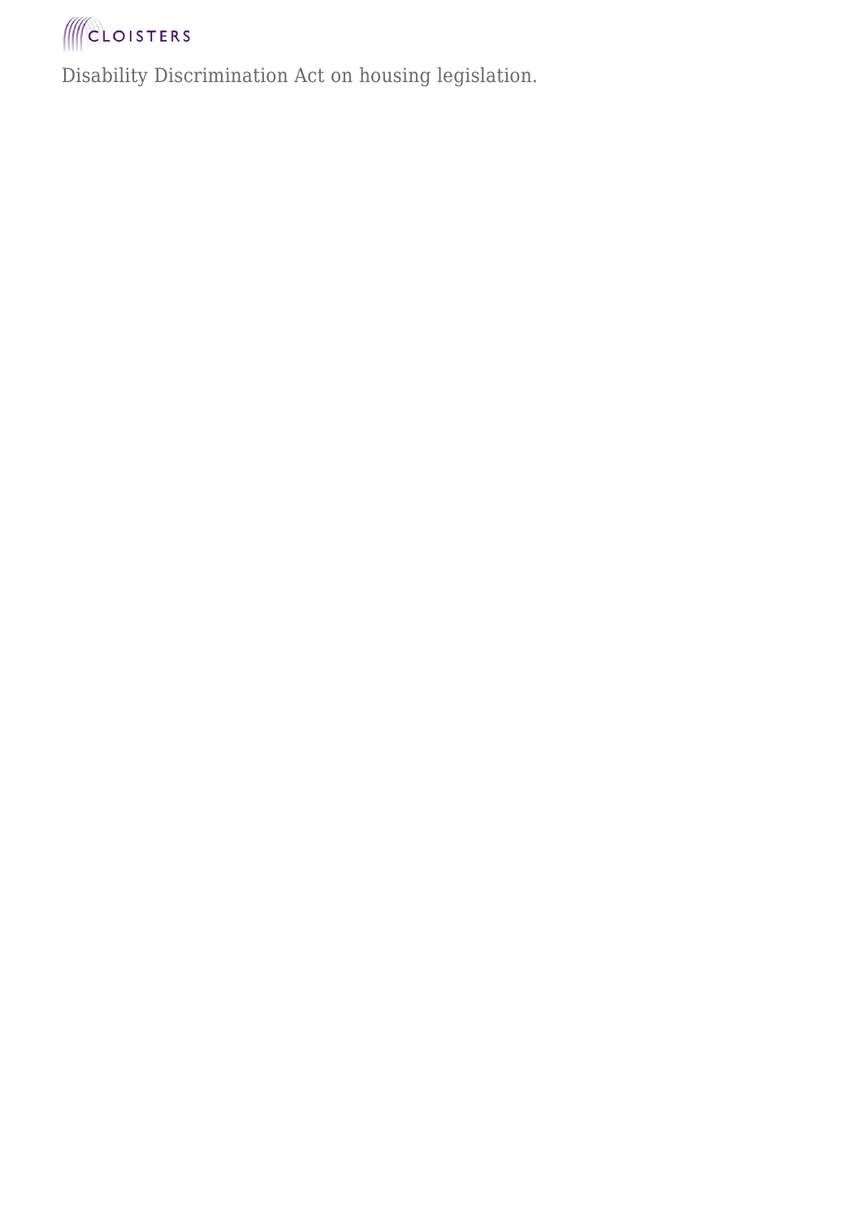Disability Discrimination Act on housing legislation.